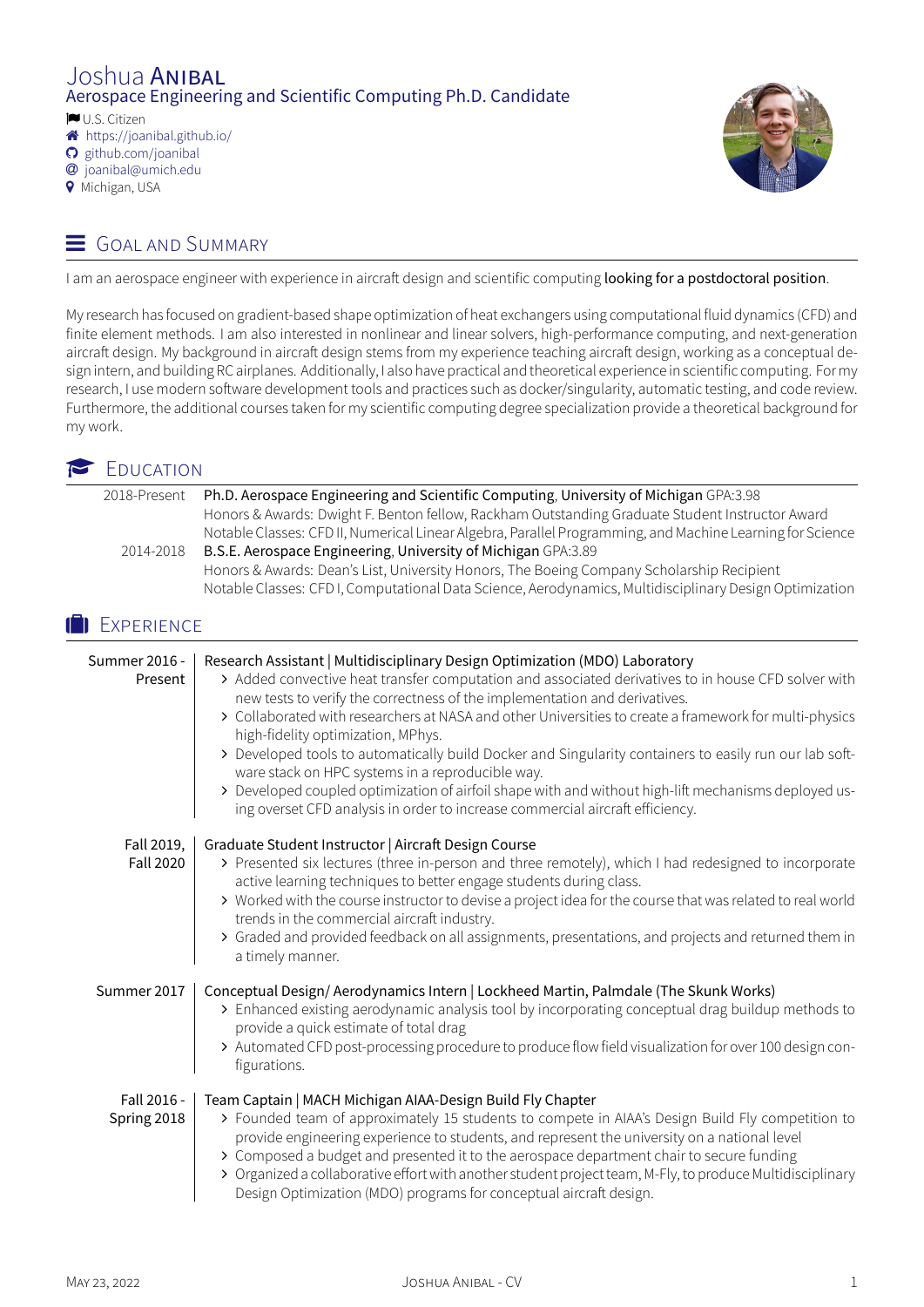# Joshua Anibal

## Aerospace Engineering and Scientific Computing Ph.D. Candidate

U.S. Citizen
https://joanibal.github.io/
github.com/joanibal
joanibal@umich.edu
Michigan, USA

## Goal and Summary

I am an aerospace engineer with experience in aircraft design and scientific computing looking for a postdoctoral position.

My research has focused on gradient-based shape optimization of heat exchangers using computational fluid dynamics (CFD) and finite element methods. I am also interested in nonlinear and linear solvers, high-performance computing, and next-generation aircraft design. My background in aircraft design stems from my experience teaching aircraft design, working as a conceptual design intern, and building RC airplanes. Additionally, I also have practical and theoretical experience in scientific computing. For my research, I use modern software development tools and practices such as docker/singularity, automatic testing, and code review. Furthermore, the additional courses taken for my scientific computing degree specialization provide a theoretical background for my work.

## Education

**2018-Present** — Ph.D. Aerospace Engineering and Scientific Computing, University of Michigan GPA:3.98
Honors & Awards: Dwight F. Benton fellow, Rackham Outstanding Graduate Student Instructor Award
Notable Classes: CFD II, Numerical Linear Algebra, Parallel Programming, and Machine Learning for Science

**2014-2018** — B.S.E. Aerospace Engineering, University of Michigan GPA:3.89
Honors & Awards: Dean's List, University Honors, The Boeing Company Scholarship Recipient
Notable Classes: CFD I, Computational Data Science, Aerodynamics, Multidisciplinary Design Optimization

## Experience

**Summer 2016 - Present** — Research Assistant | Multidisciplinary Design Optimization (MDO) Laboratory

- Added convective heat transfer computation and associated derivatives to in house CFD solver with new tests to verify the correctness of the implementation and derivatives.
- Collaborated with researchers at NASA and other Universities to create a framework for multi-physics high-fidelity optimization, MPhys.
- Developed tools to automatically build Docker and Singularity containers to easily run our lab software stack on HPC systems in a reproducible way.
- Developed coupled optimization of airfoil shape with and without high-lift mechanisms deployed using overset CFD analysis in order to increase commercial aircraft efficiency.

**Fall 2019, Fall 2020** — Graduate Student Instructor | Aircraft Design Course

- Presented six lectures (three in-person and three remotely), which I had redesigned to incorporate active learning techniques to better engage students during class.
- Worked with the course instructor to devise a project idea for the course that was related to real world trends in the commercial aircraft industry.
- Graded and provided feedback on all assignments, presentations, and projects and returned them in a timely manner.

**Summer 2017** — Conceptual Design/ Aerodynamics Intern | Lockheed Martin, Palmdale (The Skunk Works)

- Enhanced existing aerodynamic analysis tool by incorporating conceptual drag buildup methods to provide a quick estimate of total drag
- Automated CFD post-processing procedure to produce flow field visualization for over 100 design configurations.

**Fall 2016 - Spring 2018** — Team Captain | MACH Michigan AIAA-Design Build Fly Chapter

- Founded team of approximately 15 students to compete in AIAA's Design Build Fly competition to provide engineering experience to students, and represent the university on a national level
- Composed a budget and presented it to the aerospace department chair to secure funding
- Organized a collaborative effort with another student project team, M-Fly, to produce Multidisciplinary Design Optimization (MDO) programs for conceptual aircraft design.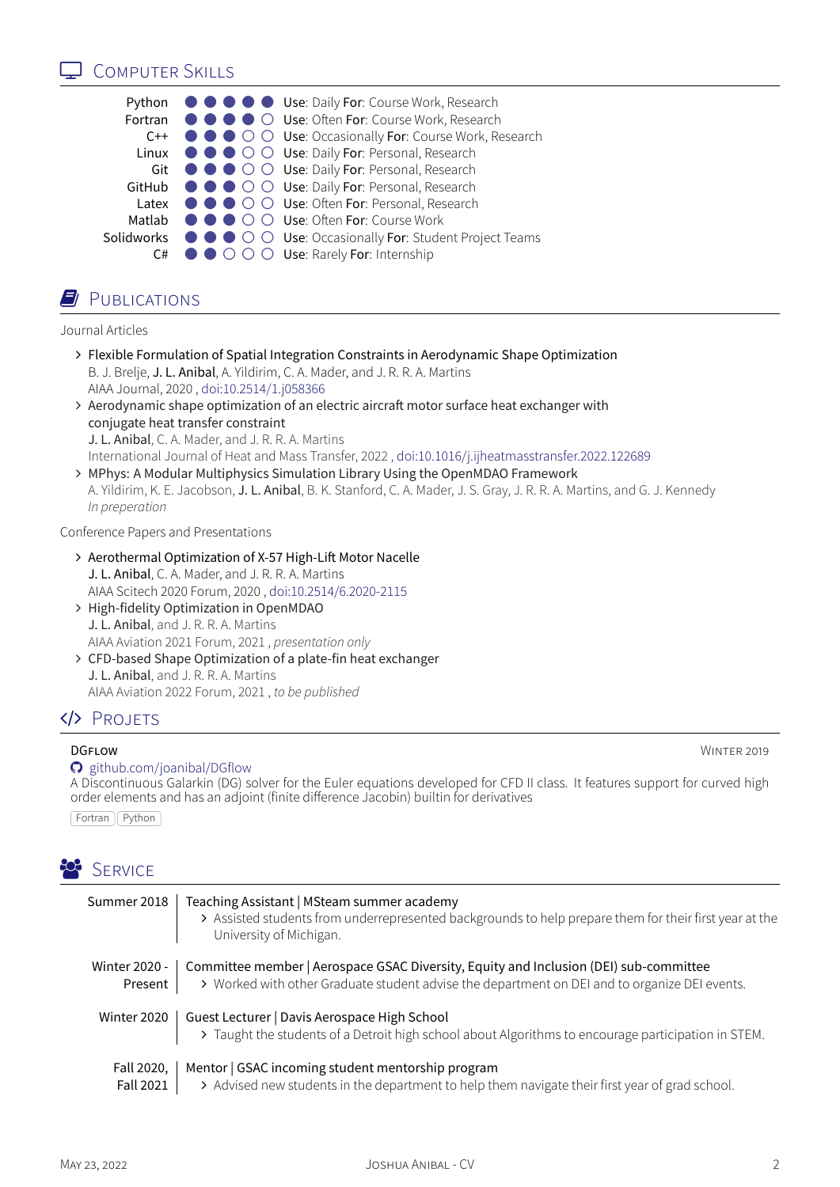## Computer Skills

| | | |
|---|---|---|
| Python | ●●●●● | **Use**: Daily **For**: Course Work, Research |
| Fortran | ●●●●○ | **Use**: Often **For**: Course Work, Research |
| C++ | ●●●○○ | **Use**: Occasionally **For**: Course Work, Research |
| Linux | ●●●○○ | **Use**: Daily **For**: Personal, Research |
| Git | ●●●○○ | **Use**: Daily **For**: Personal, Research |
| GitHub | ●●●○○ | **Use**: Daily **For**: Personal, Research |
| Latex | ●●●○○ | **Use**: Often **For**: Personal, Research |
| Matlab | ●●●○○ | **Use**: Often **For**: Course Work |
| Solidworks | ●●●○○ | **Use**: Occasionally **For**: Student Project Teams |
| C# | ●●○○○ | **Use**: Rarely **For**: Internship |

## Publications

Journal Articles

- Flexible Formulation of Spatial Integration Constraints in Aerodynamic Shape Optimization
  B. J. Brelje, **J. L. Anibal**, A. Yildirim, C. A. Mader, and J. R. R. A. Martins
  AIAA Journal, 2020 , doi:10.2514/1.j058366
- Aerodynamic shape optimization of an electric aircraft motor surface heat exchanger with conjugate heat transfer constraint
  **J. L. Anibal**, C. A. Mader, and J. R. R. A. Martins
  International Journal of Heat and Mass Transfer, 2022 , doi:10.1016/j.ijheatmasstransfer.2022.122689
- MPhys: A Modular Multiphysics Simulation Library Using the OpenMDAO Framework
  A. Yildirim, K. E. Jacobson, **J. L. Anibal**, B. K. Stanford, C. A. Mader, J. S. Gray, J. R. R. A. Martins, and G. J. Kennedy
  *In preperation*

Conference Papers and Presentations

- Aerothermal Optimization of X-57 High-Lift Motor Nacelle
  **J. L. Anibal**, C. A. Mader, and J. R. R. A. Martins
  AIAA Scitech 2020 Forum, 2020 , doi:10.2514/6.2020-2115
- High-fidelity Optimization in OpenMDAO
  **J. L. Anibal**, and J. R. R. A. Martins
  AIAA Aviation 2021 Forum, 2021 , *presentation only*
- CFD-based Shape Optimization of a plate-fin heat exchanger
  **J. L. Anibal**, and J. R. R. A. Martins
  AIAA Aviation 2022 Forum, 2021 , *to be published*

## Projets

**DGflow** — Winter 2019

github.com/joanibal/DGflow

A Discontinuous Galarkin (DG) solver for the Euler equations developed for CFD II class. It features support for curved high order elements and has an adjoint (finite difference Jacobin) builtin for derivatives

Fortran | Python

## Service

**Summer 2018** — Teaching Assistant | MSteam summer academy
- Assisted students from underrepresented backgrounds to help prepare them for their first year at the University of Michigan.

**Winter 2020 - Present** — Committee member | Aerospace GSAC Diversity, Equity and Inclusion (DEI) sub-committee
- Worked with other Graduate student advise the department on DEI and to organize DEI events.

**Winter 2020** — Guest Lecturer | Davis Aerospace High School
- Taught the students of a Detroit high school about Algorithms to encourage participation in STEM.

**Fall 2020, Fall 2021** — Mentor | GSAC incoming student mentorship program
- Advised new students in the department to help them navigate their first year of grad school.